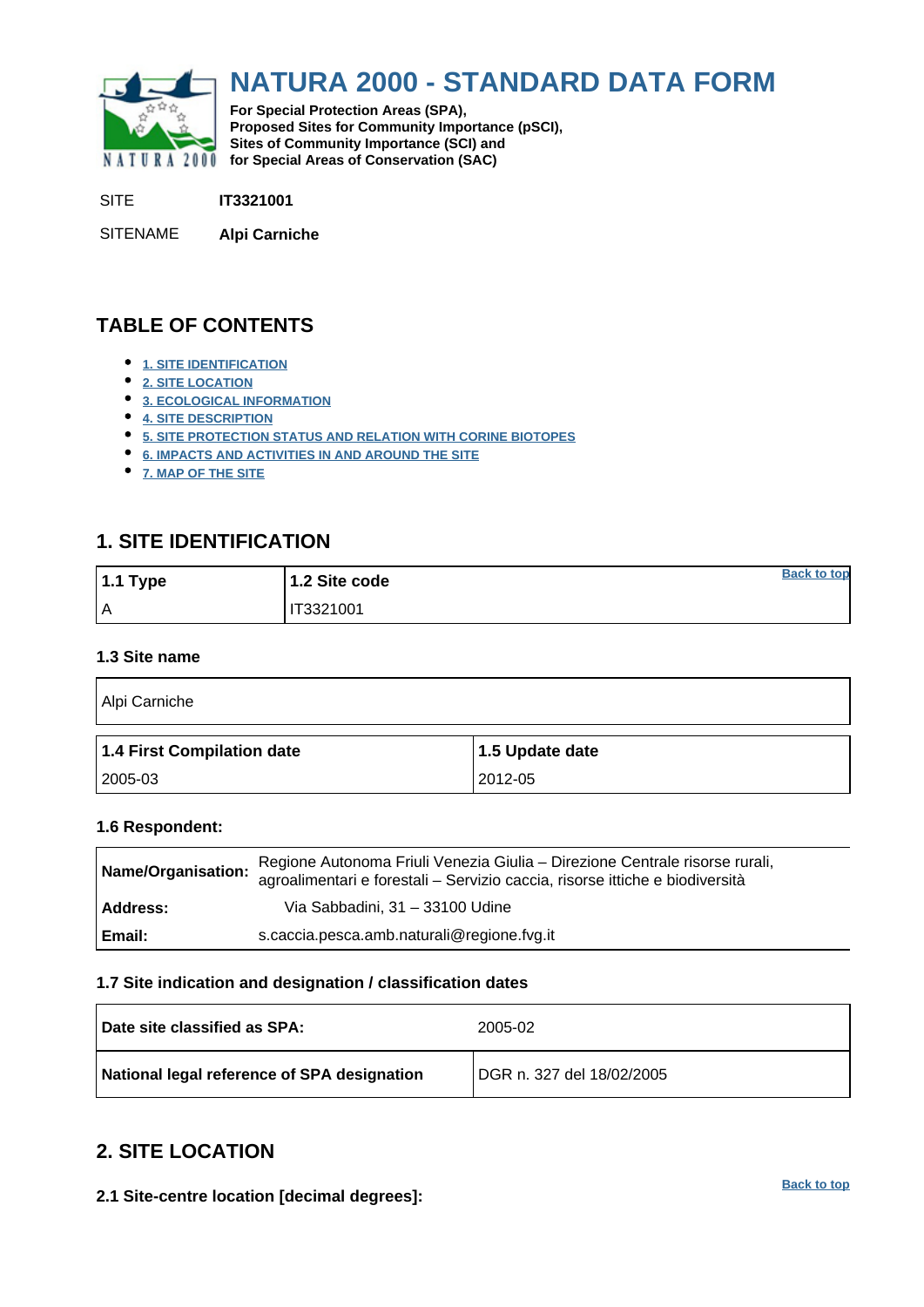# NATURA 2000 - STANDARD DATA FORM

**For Special Protection Areas (SPA),**
**Proposed Sites for Community Importance (pSCI),**
**Sites of Community Importance (SCI) and**
**for Special Areas of Conservation (SAC)**

SITE **IT3321001**

SITENAME **Alpi Carniche**

## TABLE OF CONTENTS

- 1. SITE IDENTIFICATION
- 2. SITE LOCATION
- 3. ECOLOGICAL INFORMATION
- 4. SITE DESCRIPTION
- 5. SITE PROTECTION STATUS AND RELATION WITH CORINE BIOTOPES
- 6. IMPACTS AND ACTIVITIES IN AND AROUND THE SITE
- 7. MAP OF THE SITE

## 1. SITE IDENTIFICATION

| 1.1 Type | 1.2 Site code |
|---|---|
| A | IT3321001 |

### 1.3 Site name

| Alpi Carniche |
|---|

| 1.4 First Compilation date | 1.5 Update date |
|---|---|
| 2005-03 | 2012-05 |

### 1.6 Respondent:

| | |
|---|---|
| **Name/Organisation:** | Regione Autonoma Friuli Venezia Giulia – Direzione Centrale risorse rurali, agroalimentari e forestali – Servizio caccia, risorse ittiche e biodiversità |
| **Address:** | Via Sabbadini, 31 – 33100 Udine |
| **Email:** | s.caccia.pesca.amb.naturali@regione.fvg.it |

### 1.7 Site indication and designation / classification dates

| | |
|---|---|
| **Date site classified as SPA:** | 2005-02 |
| **National legal reference of SPA designation** | DGR n. 327 del 18/02/2005 |

## 2. SITE LOCATION

### 2.1 Site-centre location [decimal degrees]: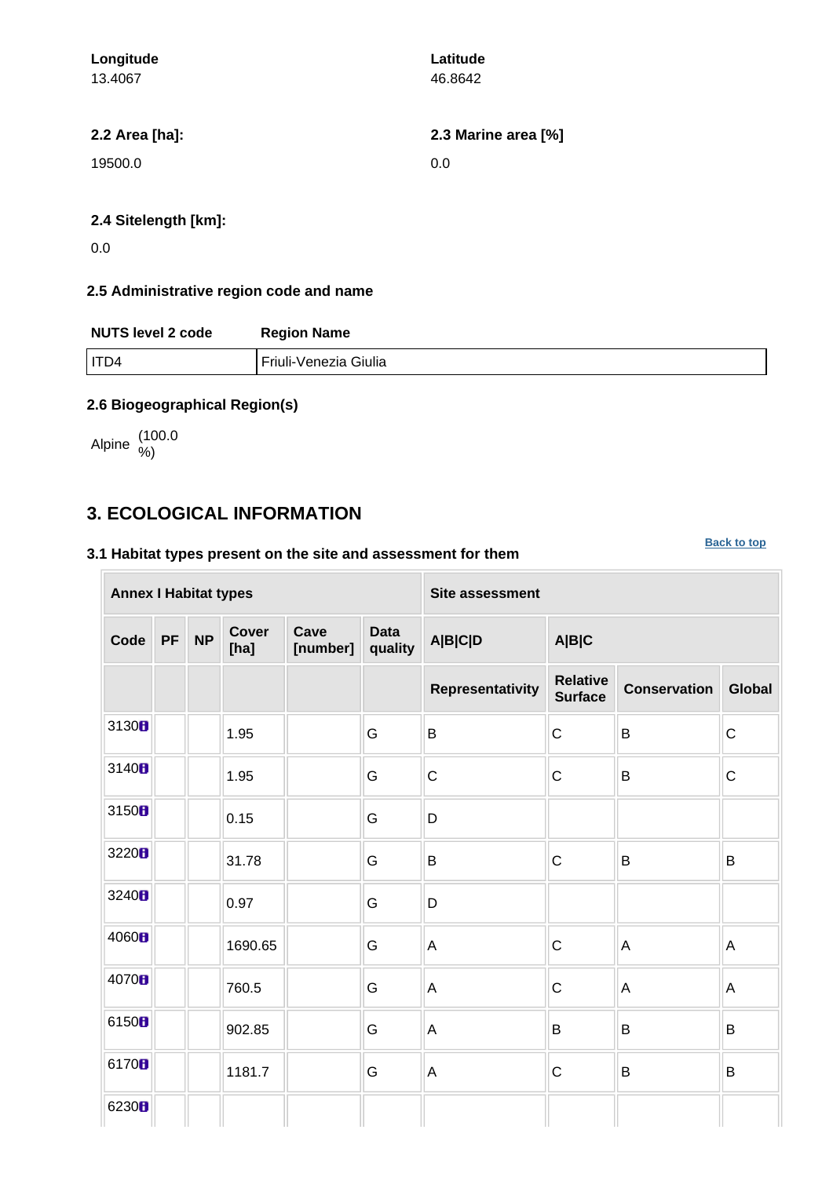**Longitude**
13.4067

**Latitude**
46.8642

**2.2 Area [ha]:**

19500.0

**2.3 Marine area [%]**

0.0

**2.4 Sitelength [km]:**

0.0

### 2.5 Administrative region code and name

| NUTS level 2 code | Region Name |
| --- | --- |
| ITD4 | Friuli-Venezia Giulia |

### 2.6 Biogeographical Region(s)

Alpine (100.0 %)

## 3. ECOLOGICAL INFORMATION

Back to top

### 3.1 Habitat types present on the site and assessment for them

| Annex I Habitat types | | | | | | Site assessment | | | |
| --- | --- | --- | --- | --- | --- | --- | --- | --- | --- |
| Code | PF | NP | Cover [ha] | Cave [number] | Data quality | A\|B\|C\|D | A\|B\|C | | |
| | | | | | | Representativity | Relative Surface | Conservation | Global |
| 3130 | | | 1.95 | | G | B | C | B | C |
| 3140 | | | 1.95 | | G | C | C | B | C |
| 3150 | | | 0.15 | | G | D | | | |
| 3220 | | | 31.78 | | G | B | C | B | B |
| 3240 | | | 0.97 | | G | D | | | |
| 4060 | | | 1690.65 | | G | A | C | A | A |
| 4070 | | | 760.5 | | G | A | C | A | A |
| 6150 | | | 902.85 | | G | A | B | B | B |
| 6170 | | | 1181.7 | | G | A | C | B | B |
| 6230 | | | | | | | | | |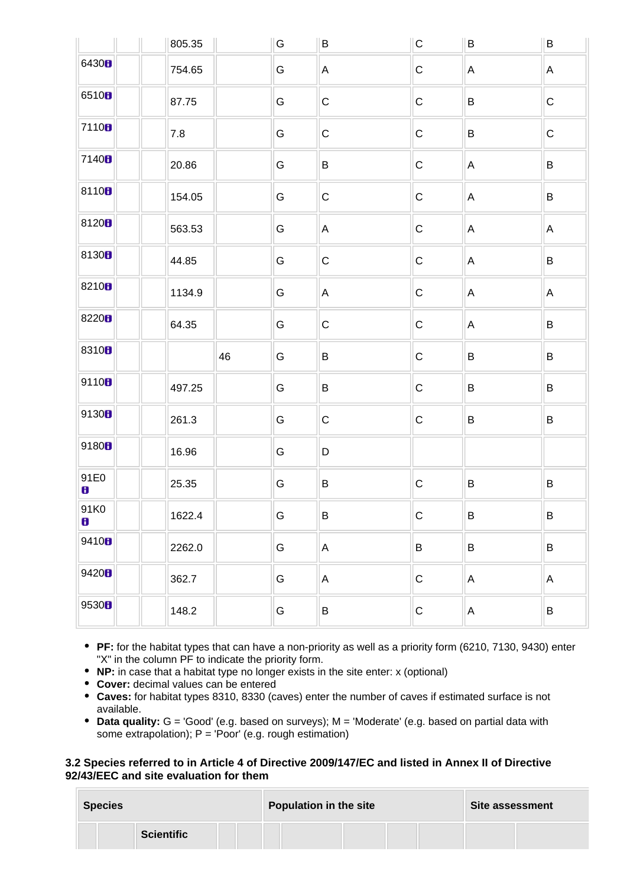| | | | | | | | | | | |
|---|---|---|---|---|---|---|---|---|---|---|
| | | | 805.35 | | G | B | C | B | B |
| 6430 | | | 754.65 | | G | A | C | A | A |
| 6510 | | | 87.75 | | G | C | C | B | C |
| 7110 | | | 7.8 | | G | C | C | B | C |
| 7140 | | | 20.86 | | G | B | C | A | B |
| 8110 | | | 154.05 | | G | C | C | A | B |
| 8120 | | | 563.53 | | G | A | C | A | A |
| 8130 | | | 44.85 | | G | C | C | A | B |
| 8210 | | | 1134.9 | | G | A | C | A | A |
| 8220 | | | 64.35 | | G | C | C | A | B |
| 8310 | | | | 46 | G | B | C | B | B |
| 9110 | | | 497.25 | | G | B | C | B | B |
| 9130 | | | 261.3 | | G | C | C | B | B |
| 9180 | | | 16.96 | | G | D | | | |
| 91E0 | | | 25.35 | | G | B | C | B | B |
| 91K0 | | | 1622.4 | | G | B | C | B | B |
| 9410 | | | 2262.0 | | G | A | B | B | B |
| 9420 | | | 362.7 | | G | A | C | A | A |
| 9530 | | | 148.2 | | G | B | C | A | B |

- **PF:** for the habitat types that can have a non-priority as well as a priority form (6210, 7130, 9430) enter "X" in the column PF to indicate the priority form.
- **NP:** in case that a habitat type no longer exists in the site enter: x (optional)
- **Cover:** decimal values can be entered
- **Caves:** for habitat types 8310, 8330 (caves) enter the number of caves if estimated surface is not available.
- **Data quality:** G = 'Good' (e.g. based on surveys); M = 'Moderate' (e.g. based on partial data with some extrapolation); P = 'Poor' (e.g. rough estimation)

### 3.2 Species referred to in Article 4 of Directive 2009/147/EC and listed in Annex II of Directive 92/43/EEC and site evaluation for them

| Species | | | | | Population in the site | | | | | | Site assessment | |
|---|---|---|---|---|---|---|---|---|---|---|---|---|
| | | Scientific | | | | | | | | | | |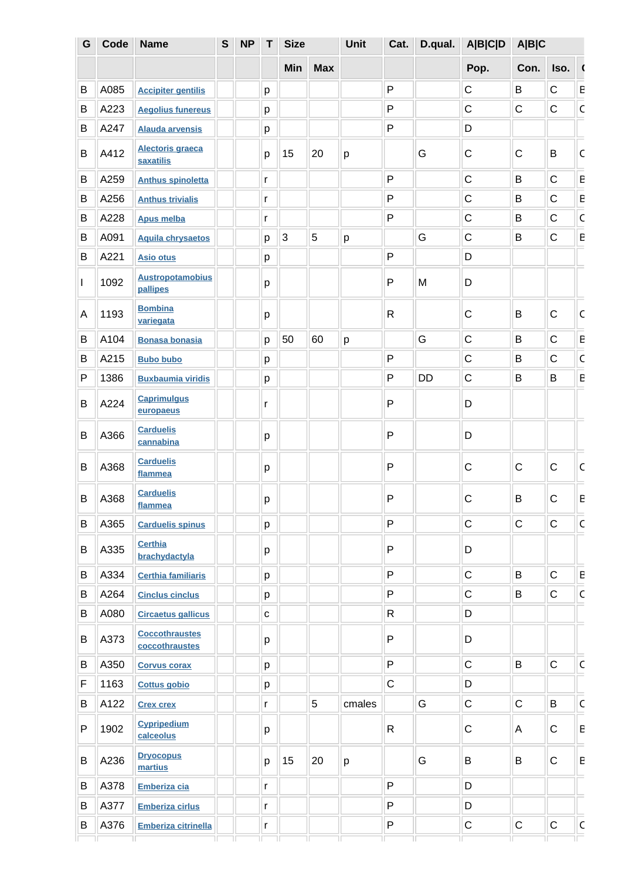| G | Code | Name | S | NP | T | Size | | Unit | Cat. | D.qual. | A\|B\|C\|D | A\|B\|C | | |
|---|---|---|---|---|---|---|---|---|---|---|---|---|---|---|
| | | | | | | Min | Max | | | | Pop. | Con. | Iso. | G |
| B | A085 | Accipiter gentilis | | | p | | | | P | | C | B | C | B |
| B | A223 | Aegolius funereus | | | p | | | | P | | C | C | C | C |
| B | A247 | Alauda arvensis | | | p | | | | P | | D | | | |
| B | A412 | Alectoris graeca saxatilis | | | p | 15 | 20 | p | | G | C | C | B | C |
| B | A259 | Anthus spinoletta | | | r | | | | P | | C | B | C | B |
| B | A256 | Anthus trivialis | | | r | | | | P | | C | B | C | B |
| B | A228 | Apus melba | | | r | | | | P | | C | B | C | C |
| B | A091 | Aquila chrysaetos | | | p | 3 | 5 | p | | G | C | B | C | B |
| B | A221 | Asio otus | | | p | | | | P | | D | | | |
| I | 1092 | Austropotamobius pallipes | | | p | | | | P | M | D | | | |
| A | 1193 | Bombina variegata | | | p | | | | R | | C | B | C | C |
| B | A104 | Bonasa bonasia | | | p | 50 | 60 | p | | G | C | B | C | B |
| B | A215 | Bubo bubo | | | p | | | | P | | C | B | C | C |
| P | 1386 | Buxbaumia viridis | | | p | | | | P | DD | C | B | B | B |
| B | A224 | Caprimulgus europaeus | | | r | | | | P | | D | | | |
| B | A366 | Carduelis cannabina | | | p | | | | P | | D | | | |
| B | A368 | Carduelis flammea | | | p | | | | P | | C | C | C | C |
| B | A368 | Carduelis flammea | | | p | | | | P | | C | B | C | B |
| B | A365 | Carduelis spinus | | | p | | | | P | | C | C | C | C |
| B | A335 | Certhia brachydactyla | | | p | | | | P | | D | | | |
| B | A334 | Certhia familiaris | | | p | | | | P | | C | B | C | B |
| B | A264 | Cinclus cinclus | | | p | | | | P | | C | B | C | C |
| B | A080 | Circaetus gallicus | | | c | | | | R | | D | | | |
| B | A373 | Coccothraustes coccothraustes | | | p | | | | P | | D | | | |
| B | A350 | Corvus corax | | | p | | | | P | | C | B | C | C |
| F | 1163 | Cottus gobio | | | p | | | | C | | D | | | |
| B | A122 | Crex crex | | | r | | 5 | cmales | | G | C | C | B | C |
| P | 1902 | Cypripedium calceolus | | | p | | | | R | | C | A | C | B |
| B | A236 | Dryocopus martius | | | p | 15 | 20 | p | | G | B | B | C | B |
| B | A378 | Emberiza cia | | | r | | | | P | | D | | | |
| B | A377 | Emberiza cirlus | | | r | | | | P | | D | | | |
| B | A376 | Emberiza citrinella | | | r | | | | P | | C | C | C | C |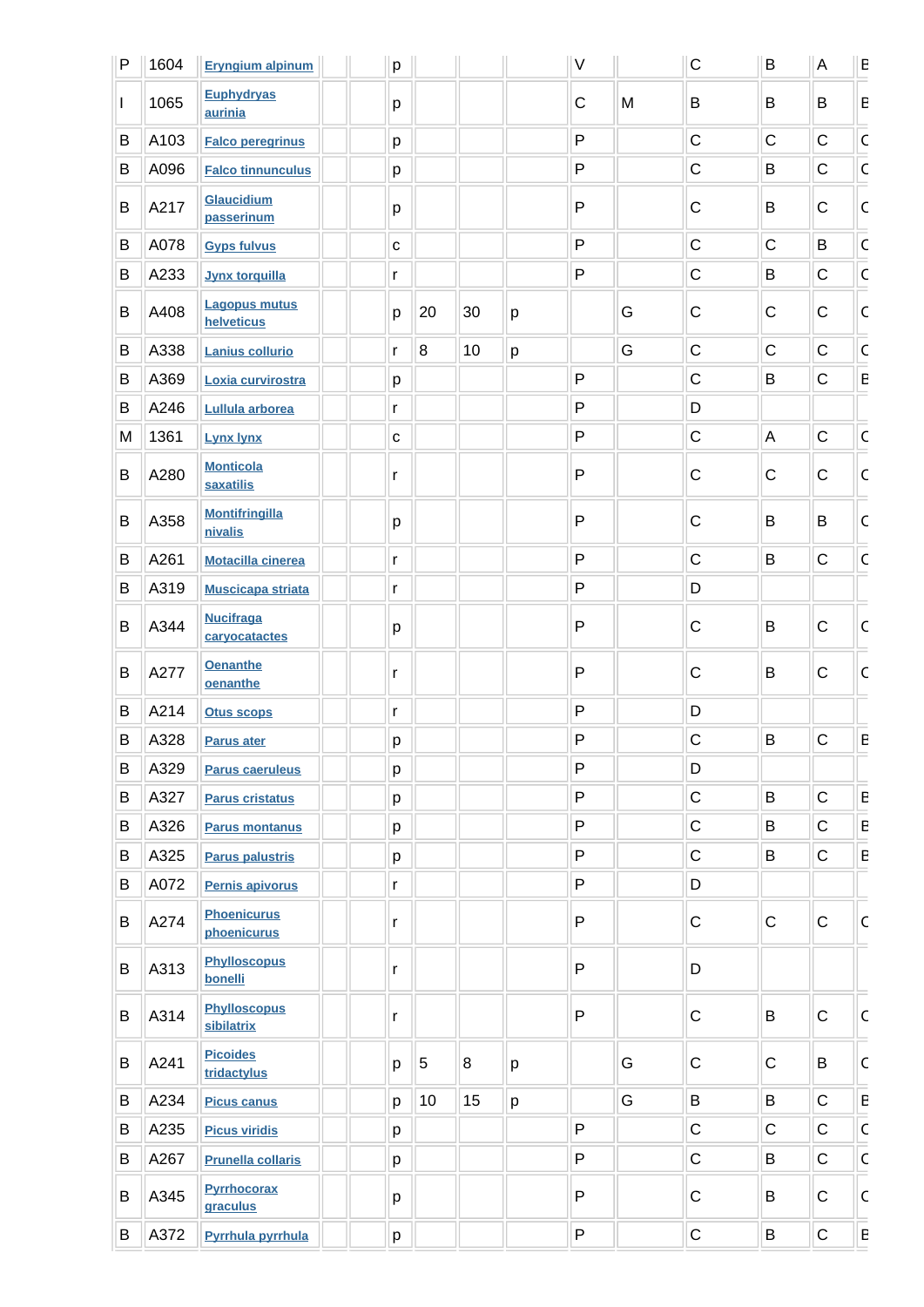| P | 1604 | Eryngium alpinum | | | p | | | | V | | C | B | A | B |
|---|---|---|---|---|---|---|---|---|---|---|---|---|---|---|
| I | 1065 | Euphydryas aurinia | | | p | | | | C | M | B | B | B | B |
| B | A103 | Falco peregrinus | | | p | | | | P | | C | C | C | C |
| B | A096 | Falco tinnunculus | | | p | | | | P | | C | B | C | C |
| B | A217 | Glaucidium passerinum | | | p | | | | P | | C | B | C | C |
| B | A078 | Gyps fulvus | | | c | | | | P | | C | C | B | C |
| B | A233 | Jynx torquilla | | | r | | | | P | | C | B | C | C |
| B | A408 | Lagopus mutus helveticus | | | p | 20 | 30 | p | | G | C | C | C | C |
| B | A338 | Lanius collurio | | | r | 8 | 10 | p | | G | C | C | C | C |
| B | A369 | Loxia curvirostra | | | p | | | | P | | C | B | C | B |
| B | A246 | Lullula arborea | | | r | | | | P | | D | | | |
| M | 1361 | Lynx lynx | | | c | | | | P | | C | A | C | C |
| B | A280 | Monticola saxatilis | | | r | | | | P | | C | C | C | C |
| B | A358 | Montifringilla nivalis | | | p | | | | P | | C | B | B | C |
| B | A261 | Motacilla cinerea | | | r | | | | P | | C | B | C | C |
| B | A319 | Muscicapa striata | | | r | | | | P | | D | | | |
| B | A344 | Nucifraga caryocatactes | | | p | | | | P | | C | B | C | C |
| B | A277 | Oenanthe oenanthe | | | r | | | | P | | C | B | C | C |
| B | A214 | Otus scops | | | r | | | | P | | D | | | |
| B | A328 | Parus ater | | | p | | | | P | | C | B | C | B |
| B | A329 | Parus caeruleus | | | p | | | | P | | D | | | |
| B | A327 | Parus cristatus | | | p | | | | P | | C | B | C | B |
| B | A326 | Parus montanus | | | p | | | | P | | C | B | C | B |
| B | A325 | Parus palustris | | | p | | | | P | | C | B | C | B |
| B | A072 | Pernis apivorus | | | r | | | | P | | D | | | |
| B | A274 | Phoenicurus phoenicurus | | | r | | | | P | | C | C | C | C |
| B | A313 | Phylloscopus bonelli | | | r | | | | P | | D | | | |
| B | A314 | Phylloscopus sibilatrix | | | r | | | | P | | C | B | C | C |
| B | A241 | Picoides tridactylus | | | p | 5 | 8 | p | | G | C | C | B | C |
| B | A234 | Picus canus | | | p | 10 | 15 | p | | G | B | B | C | B |
| B | A235 | Picus viridis | | | p | | | | P | | C | C | C | C |
| B | A267 | Prunella collaris | | | p | | | | P | | C | B | C | C |
| B | A345 | Pyrrhocorax graculus | | | p | | | | P | | C | B | C | C |
| B | A372 | Pyrrhula pyrrhula | | | p | | | | P | | C | B | C | B |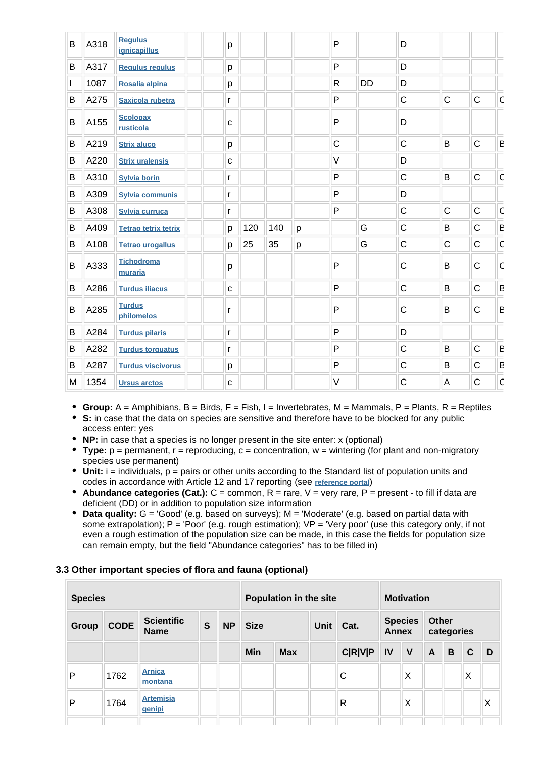| Group | Code | Scientific Name | S | NP | T | Size Min | Size Max | Unit | Cat. | D.qual. | A\|B\|C\|D | Con. | Iso. | Glo. |
|---|---|---|---|---|---|---|---|---|---|---|---|---|---|---|
| B | A318 | Regulus ignicapillus | | | p | | | | P | | D | | | |
| B | A317 | Regulus regulus | | | p | | | | P | | D | | | |
| I | 1087 | Rosalia alpina | | | p | | | | R | DD | D | | | |
| B | A275 | Saxicola rubetra | | | r | | | | P | | C | C | C | C |
| B | A155 | Scolopax rusticola | | | c | | | | P | | D | | | |
| B | A219 | Strix aluco | | | p | | | | C | | C | B | C | B |
| B | A220 | Strix uralensis | | | c | | | | V | | D | | | |
| B | A310 | Sylvia borin | | | r | | | | P | | C | B | C | C |
| B | A309 | Sylvia communis | | | r | | | | P | | D | | | |
| B | A308 | Sylvia curruca | | | r | | | | P | | C | C | C | C |
| B | A409 | Tetrao tetrix tetrix | | | p | 120 | 140 | p | | G | C | B | C | B |
| B | A108 | Tetrao urogallus | | | p | 25 | 35 | p | | G | C | C | C | C |
| B | A333 | Tichodroma muraria | | | p | | | | P | | C | B | C | C |
| B | A286 | Turdus iliacus | | | c | | | | P | | C | B | C | B |
| B | A285 | Turdus philomelos | | | r | | | | P | | C | B | C | B |
| B | A284 | Turdus pilaris | | | r | | | | P | | D | | | |
| B | A282 | Turdus torquatus | | | r | | | | P | | C | B | C | B |
| B | A287 | Turdus viscivorus | | | p | | | | P | | C | B | C | B |
| M | 1354 | Ursus arctos | | | c | | | | V | | C | A | C | C |

- **Group:** A = Amphibians, B = Birds, F = Fish, I = Invertebrates, M = Mammals, P = Plants, R = Reptiles
- **S:** in case that the data on species are sensitive and therefore have to be blocked for any public access enter: yes
- **NP:** in case that a species is no longer present in the site enter: x (optional)
- **Type:** p = permanent, r = reproducing, c = concentration, w = wintering (for plant and non-migratory species use permanent)
- **Unit:** i = individuals, p = pairs or other units according to the Standard list of population units and codes in accordance with Article 12 and 17 reporting (see reference portal)
- **Abundance categories (Cat.):** C = common, R = rare, V = very rare, P = present - to fill if data are deficient (DD) or in addition to population size information
- **Data quality:** G = 'Good' (e.g. based on surveys); M = 'Moderate' (e.g. based on partial data with some extrapolation); P = 'Poor' (e.g. rough estimation); VP = 'Very poor' (use this category only, if not even a rough estimation of the population size can be made, in this case the fields for population size can remain empty, but the field "Abundance categories" has to be filled in)

### 3.3 Other important species of flora and fauna (optional)

| Species | | | | | Population in the site | | | | Motivation | | | | | |
|---|---|---|---|---|---|---|---|---|---|---|---|---|---|---|
| Group | CODE | Scientific Name | S | NP | Size | | Unit | Cat. | Species Annex | | Other categories | | | |
| | | | | | Min | Max | | C\|R\|V\|P | IV | V | A | B | C | D |
| P | 1762 | Arnica montana | | | | | | C | | X | | | X | |
| P | 1764 | Artemisia genipi | | | | | | R | | X | | | | X |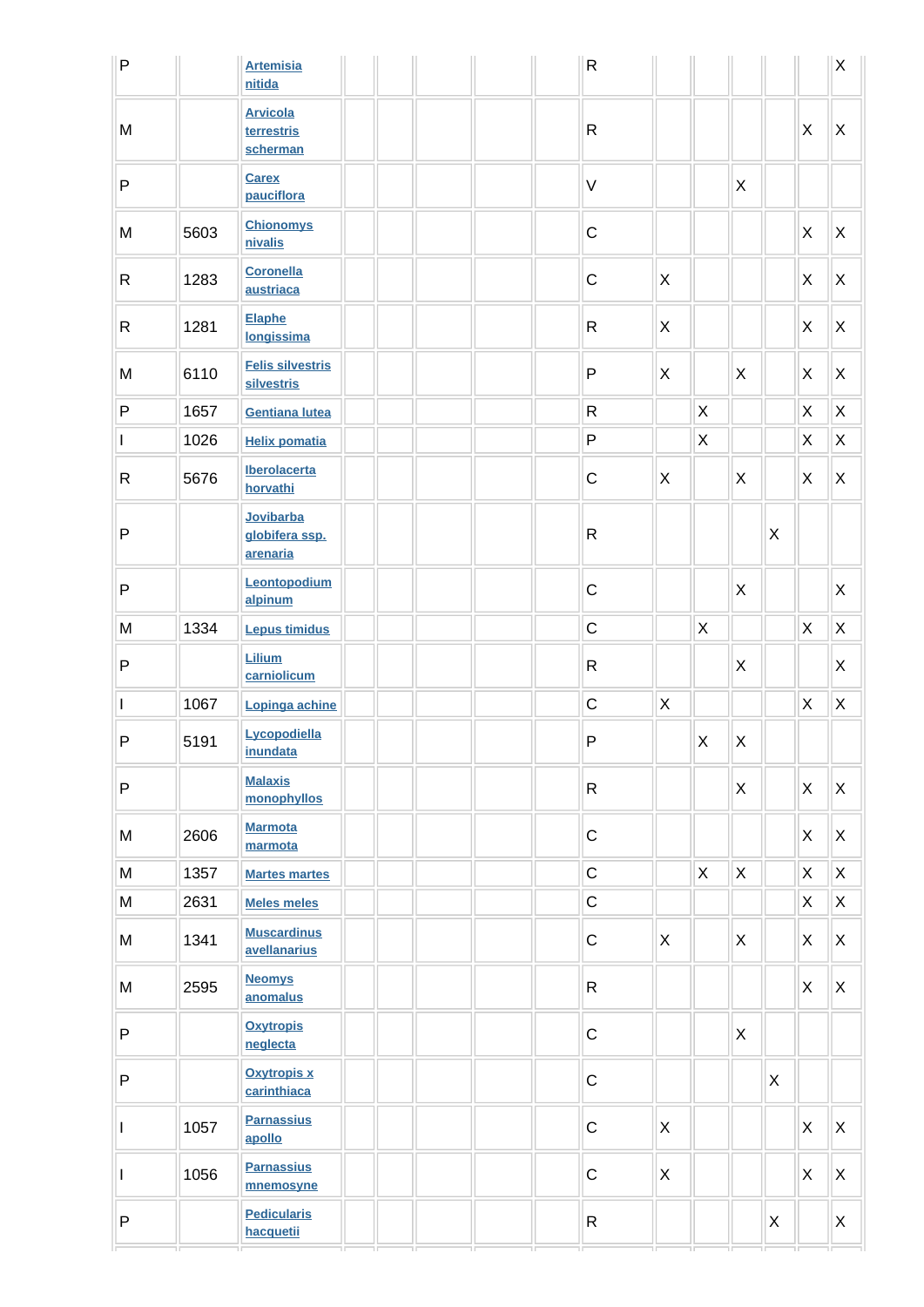| | | | | | | | | | | | | | | |
|---|---|---|---|---|---|---|---|---|---|---|---|---|---|---|
| P | | Artemisia nitida | | | | | | R | | | | | | X |
| M | | Arvicola terrestris scherman | | | | | | R | | | | | X | X |
| P | | Carex pauciflora | | | | | | V | | | X | | | |
| M | 5603 | Chionomys nivalis | | | | | | C | | | | | X | X |
| R | 1283 | Coronella austriaca | | | | | | C | X | | | | X | X |
| R | 1281 | Elaphe longissima | | | | | | R | X | | | | X | X |
| M | 6110 | Felis silvestris silvestris | | | | | | P | X | | X | | X | X |
| P | 1657 | Gentiana lutea | | | | | | R | | X | | | X | X |
| I | 1026 | Helix pomatia | | | | | | P | | X | | | X | X |
| R | 5676 | Iberolacerta horvathi | | | | | | C | X | | X | | X | X |
| P | | Jovibarba globifera ssp. arenaria | | | | | | R | | | | X | | |
| P | | Leontopodium alpinum | | | | | | C | | | X | | | X |
| M | 1334 | Lepus timidus | | | | | | C | | X | | | X | X |
| P | | Lilium carniolicum | | | | | | R | | | X | | | X |
| I | 1067 | Lopinga achine | | | | | | C | X | | | | X | X |
| P | 5191 | Lycopodiella inundata | | | | | | P | | X | X | | | |
| P | | Malaxis monophyllos | | | | | | R | | | X | | X | X |
| M | 2606 | Marmota marmota | | | | | | C | | | | | X | X |
| M | 1357 | Martes martes | | | | | | C | | X | X | | X | X |
| M | 2631 | Meles meles | | | | | | C | | | | | X | X |
| M | 1341 | Muscardinus avellanarius | | | | | | C | X | | X | | X | X |
| M | 2595 | Neomys anomalus | | | | | | R | | | | | X | X |
| P | | Oxytropis neglecta | | | | | | C | | | X | | | |
| P | | Oxytropis x carinthiaca | | | | | | C | | | | X | | |
| I | 1057 | Parnassius apollo | | | | | | C | X | | | | X | X |
| I | 1056 | Parnassius mnemosyne | | | | | | C | X | | | | X | X |
| P | | Pedicularis hacquetii | | | | | | R | | | | X | | X |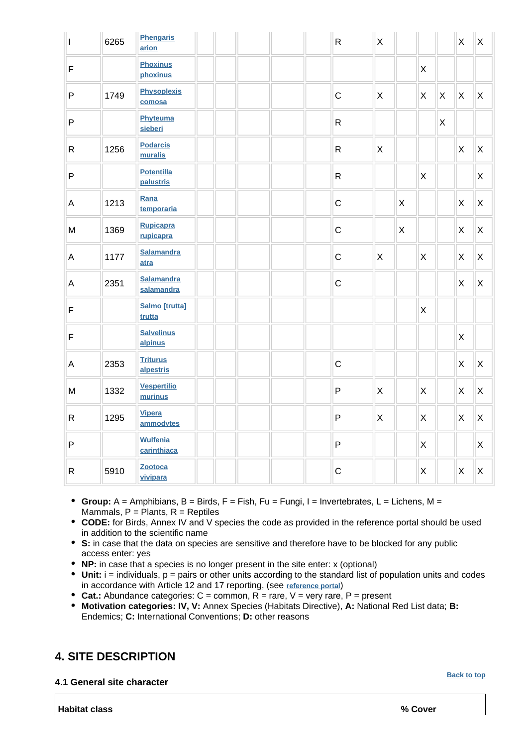| | | | | | | | | | | | | | | |
|---|---|---|---|---|---|---|---|---|---|---|---|---|---|---|
| I | 6265 | Phengaris arion | | | | | | R | X | | | | X | X |
| F | | Phoxinus phoxinus | | | | | | | | | X | | | |
| P | 1749 | Physoplexis comosa | | | | | | C | X | | X | X | X | X |
| P | | Phyteuma sieberi | | | | | | R | | | | X | | |
| R | 1256 | Podarcis muralis | | | | | | R | X | | | | X | X |
| P | | Potentilla palustris | | | | | | R | | | X | | | X |
| A | 1213 | Rana temporaria | | | | | | C | | X | | | X | X |
| M | 1369 | Rupicapra rupicapra | | | | | | C | | X | | | X | X |
| A | 1177 | Salamandra atra | | | | | | C | X | | X | | X | X |
| A | 2351 | Salamandra salamandra | | | | | | C | | | | | X | X |
| F | | Salmo [trutta] trutta | | | | | | | | | X | | | |
| F | | Salvelinus alpinus | | | | | | | | | | | X | |
| A | 2353 | Triturus alpestris | | | | | | C | | | | | X | X |
| M | 1332 | Vespertilio murinus | | | | | | P | X | | X | | X | X |
| R | 1295 | Vipera ammodytes | | | | | | P | X | | X | | X | X |
| P | | Wulfenia carinthiaca | | | | | | P | | | X | | | X |
| R | 5910 | Zootoca vivipara | | | | | | C | | | X | | X | X |

- **Group:** A = Amphibians, B = Birds, F = Fish, Fu = Fungi, I = Invertebrates, L = Lichens, M = Mammals, P = Plants, R = Reptiles
- **CODE:** for Birds, Annex IV and V species the code as provided in the reference portal should be used in addition to the scientific name
- **S:** in case that the data on species are sensitive and therefore have to be blocked for any public access enter: yes
- **NP:** in case that a species is no longer present in the site enter: x (optional)
- **Unit:** i = individuals, p = pairs or other units according to the standard list of population units and codes in accordance with Article 12 and 17 reporting, (see reference portal)
- **Cat.:** Abundance categories: C = common, R = rare, V = very rare, P = present
- **Motivation categories: IV, V:** Annex Species (Habitats Directive), **A:** National Red List data; **B:** Endemics; **C:** International Conventions; **D:** other reasons

## 4. SITE DESCRIPTION

Back to top

### 4.1 General site character

| Habitat class | % Cover |
|---|---|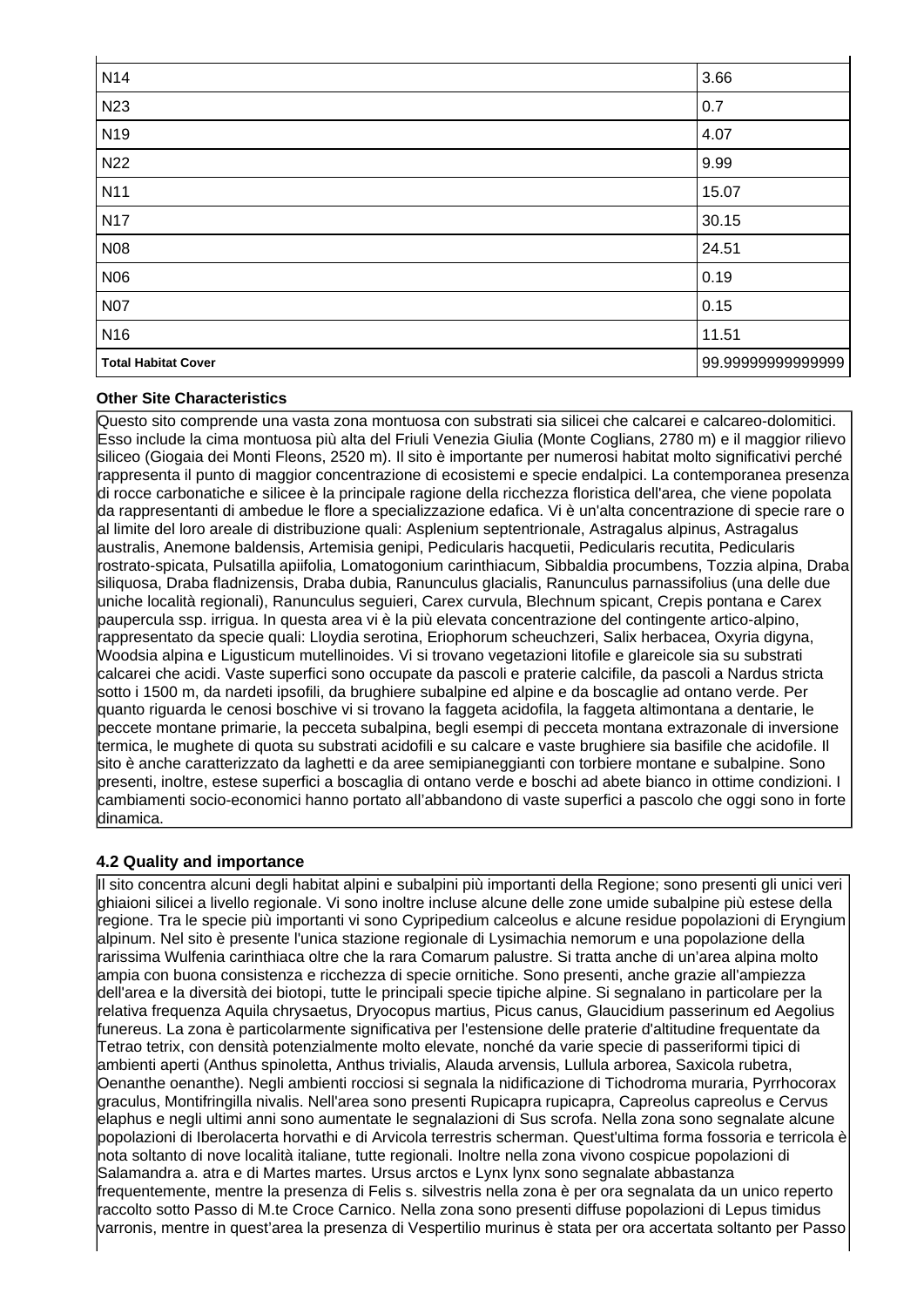| | |
|---|---|
| N14 | 3.66 |
| N23 | 0.7 |
| N19 | 4.07 |
| N22 | 9.99 |
| N11 | 15.07 |
| N17 | 30.15 |
| N08 | 24.51 |
| N06 | 0.19 |
| N07 | 0.15 |
| N16 | 11.51 |
| **Total Habitat Cover** | 99.99999999999999 |

**Other Site Characteristics**

Questo sito comprende una vasta zona montuosa con substrati sia silicei che calcarei e calcareo-dolomitici. Esso include la cima montuosa più alta del Friuli Venezia Giulia (Monte Coglians, 2780 m) e il maggior rilievo siliceo (Giogaia dei Monti Fleons, 2520 m). Il sito è importante per numerosi habitat molto significativi perché rappresenta il punto di maggior concentrazione di ecosistemi e specie endalpici. La contemporanea presenza di rocce carbonatiche e silicee è la principale ragione della ricchezza floristica dell'area, che viene popolata da rappresentanti di ambedue le flore a specializzazione edafica. Vi è un'alta concentrazione di specie rare o al limite del loro areale di distribuzione quali: Asplenium septentrionale, Astragalus alpinus, Astragalus australis, Anemone baldensis, Artemisia genipi, Pedicularis hacquetii, Pedicularis recutita, Pedicularis rostrato-spicata, Pulsatilla apiifolia, Lomatogonium carinthiacum, Sibbaldia procumbens, Tozzia alpina, Draba siliquosa, Draba fladnizensis, Draba dubia, Ranunculus glacialis, Ranunculus parnassifolius (una delle due uniche località regionali), Ranunculus seguieri, Carex curvula, Blechnum spicant, Crepis pontana e Carex paupercula ssp. irrigua. In questa area vi è la più elevata concentrazione del contingente artico-alpino, rappresentato da specie quali: Lloydia serotina, Eriophorum scheuchzeri, Salix herbacea, Oxyria digyna, Woodsia alpina e Ligusticum mutellinoides. Vi si trovano vegetazioni litofile e glareicole sia su substrati calcarei che acidi. Vaste superfici sono occupate da pascoli e praterie calcifile, da pascoli a Nardus stricta sotto i 1500 m, da nardeti ipsofili, da brughiere subalpine ed alpine e da boscaglie ad ontano verde. Per quanto riguarda le cenosi boschive vi si trovano la faggeta acidofila, la faggeta altimontana a dentarie, le peccete montane primarie, la pecceta subalpina, begli esempi di pecceta montana extrazonale di inversione termica, le mughete di quota su substrati acidofili e su calcare e vaste brughiere sia basifile che acidofile. Il sito è anche caratterizzato da laghetti e da aree semipianeggianti con torbiere montane e subalpine. Sono presenti, inoltre, estese superfici a boscaglia di ontano verde e boschi ad abete bianco in ottime condizioni. I cambiamenti socio-economici hanno portato all'abbandono di vaste superfici a pascolo che oggi sono in forte dinamica.

### 4.2 Quality and importance

Il sito concentra alcuni degli habitat alpini e subalpini più importanti della Regione; sono presenti gli unici veri ghiaioni silicei a livello regionale. Vi sono inoltre incluse alcune delle zone umide subalpine più estese della regione. Tra le specie più importanti vi sono Cypripedium calceolus e alcune residue popolazioni di Eryngium alpinum. Nel sito è presente l'unica stazione regionale di Lysimachia nemorum e una popolazione della rarissima Wulfenia carinthiaca oltre che la rara Comarum palustre. Si tratta anche di un'area alpina molto ampia con buona consistenza e ricchezza di specie ornitiche. Sono presenti, anche grazie all'ampiezza dell'area e la diversità dei biotopi, tutte le principali specie tipiche alpine. Si segnalano in particolare per la relativa frequenza Aquila chrysaetus, Dryocopus martius, Picus canus, Glaucidium passerinum ed Aegolius funereus. La zona è particolarmente significativa per l'estensione delle praterie d'altitudine frequentate da Tetrao tetrix, con densità potenzialmente molto elevate, nonché da varie specie di passeriformi tipici di ambienti aperti (Anthus spinoletta, Anthus trivialis, Alauda arvensis, Lullula arborea, Saxicola rubetra, Oenanthe oenanthe). Negli ambienti rocciosi si segnala la nidificazione di Tichodroma muraria, Pyrrhocorax graculus, Montifringilla nivalis. Nell'area sono presenti Rupicapra rupicapra, Capreolus capreolus e Cervus elaphus e negli ultimi anni sono aumentate le segnalazioni di Sus scrofa. Nella zona sono segnalate alcune popolazioni di Iberolacerta horvathi e di Arvicola terrestris scherman. Quest'ultima forma fossoria e terricola è nota soltanto di nove località italiane, tutte regionali. Inoltre nella zona vivono cospicue popolazioni di Salamandra a. atra e di Martes martes. Ursus arctos e Lynx lynx sono segnalate abbastanza frequentemente, mentre la presenza di Felis s. silvestris nella zona è per ora segnalata da un unico reperto raccolto sotto Passo di M.te Croce Carnico. Nella zona sono presenti diffuse popolazioni di Lepus timidus varronis, mentre in quest'area la presenza di Vespertilio murinus è stata per ora accertata soltanto per Passo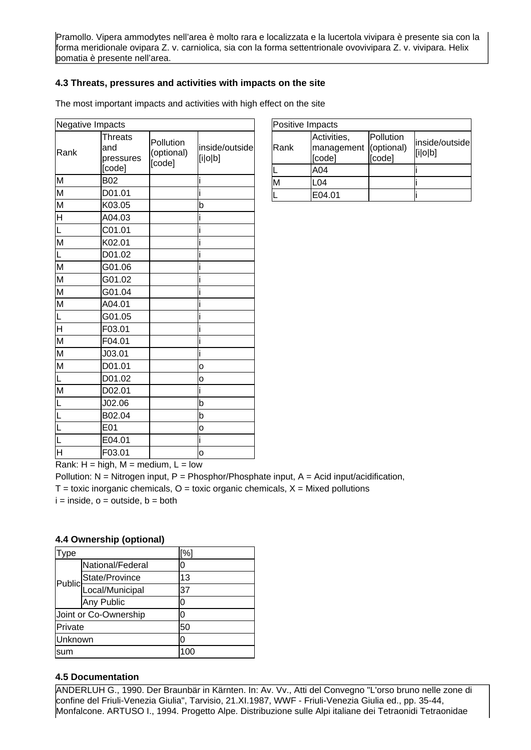Pramollo. Vipera ammodytes nell'area è molto rara e localizzata e la lucertola vivipara è presente sia con la forma meridionale ovipara Z. v. carniolica, sia con la forma settentrionale ovovivipara Z. v. vivipara. Helix pomatia è presente nell'area.

### 4.3 Threats, pressures and activities with impacts on the site

The most important impacts and activities with high effect on the site

| Negative Impacts | | | |
|---|---|---|---|
| Rank | Threats and pressures [code] | Pollution (optional) [code] | inside/outside [i\|o\|b] |
| M | B02 | | i |
| M | D01.01 | | i |
| M | K03.05 | | b |
| H | A04.03 | | i |
| L | C01.01 | | i |
| M | K02.01 | | i |
| L | D01.02 | | i |
| M | G01.06 | | i |
| M | G01.02 | | i |
| M | G01.04 | | i |
| M | A04.01 | | i |
| L | G01.05 | | i |
| H | F03.01 | | i |
| M | F04.01 | | i |
| M | J03.01 | | i |
| M | D01.01 | | o |
| L | D01.02 | | o |
| M | D02.01 | | i |
| L | J02.06 | | b |
| L | B02.04 | | b |
| L | E01 | | o |
| L | E04.01 | | i |
| H | F03.01 | | o |

| Positive Impacts | | | |
|---|---|---|---|
| Rank | Activities, management [code] | Pollution (optional) [code] | inside/outside [i\|o\|b] |
| L | A04 | | i |
| M | L04 | | i |
| L | E04.01 | | i |

Rank: H = high, M = medium, L = low

Pollution: N = Nitrogen input, P = Phosphor/Phosphate input, A = Acid input/acidification,

T = toxic inorganic chemicals, O = toxic organic chemicals, X = Mixed pollutions

i = inside, o = outside, b = both

### 4.4 Ownership (optional)

| Type | | [%] |
|---|---|---|
| Public | National/Federal | 0 |
| | State/Province | 13 |
| | Local/Municipal | 37 |
| | Any Public | 0 |
| Joint or Co-Ownership | | 0 |
| Private | | 50 |
| Unknown | | 0 |
| sum | | 100 |

### 4.5 Documentation

ANDERLUH G., 1990. Der Braunbär in Kärnten. In: Av. Vv., Atti del Convegno "L'orso bruno nelle zone di confine del Friuli-Venezia Giulia", Tarvisio, 21.XI.1987, WWF - Friuli-Venezia Giulia ed., pp. 35-44, Monfalcone. ARTUSO I., 1994. Progetto Alpe. Distribuzione sulle Alpi italiane dei Tetraonidi Tetraonidae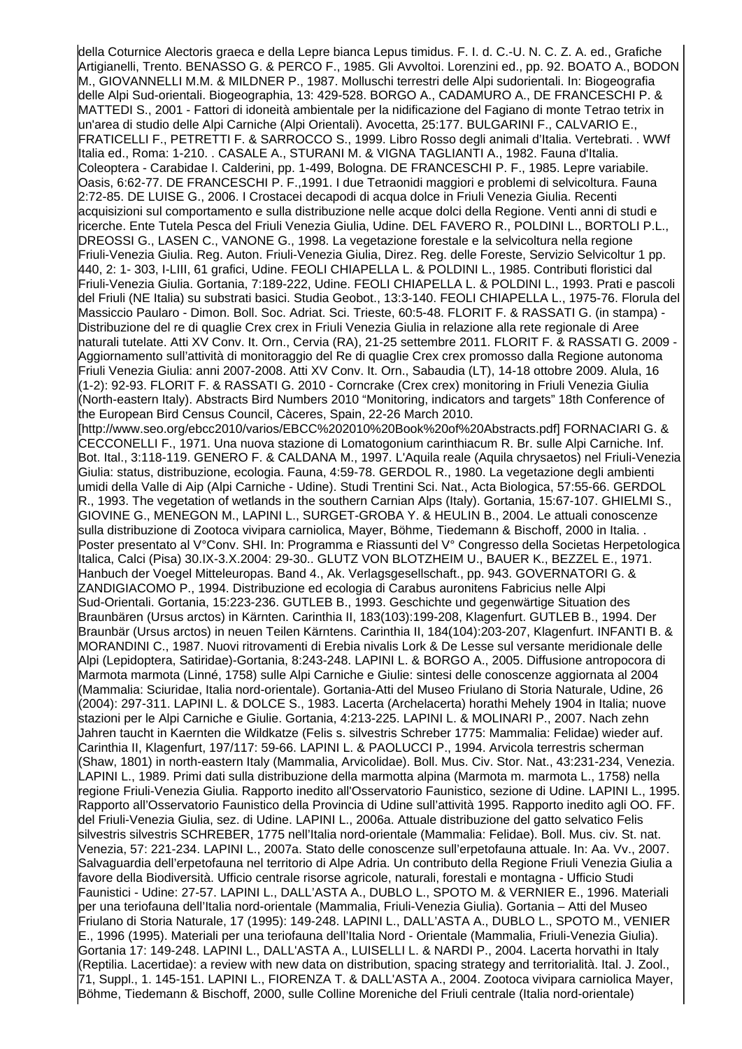della Coturnice Alectoris graeca e della Lepre bianca Lepus timidus. F. I. d. C.-U. N. C. Z. A. ed., Grafiche Artigianelli, Trento. BENASSO G. & PERCO F., 1985. Gli Avvoltoi. Lorenzini ed., pp. 92. BOATO A., BODON M., GIOVANNELLI M.M. & MILDNER P., 1987. Molluschi terrestri delle Alpi sudorientali. In: Biogeografia delle Alpi Sud-orientali. Biogeographia, 13: 429-528. BORGO A., CADAMURO A., DE FRANCESCHI P. & MATTEDI S., 2001 - Fattori di idoneità ambientale per la nidificazione del Fagiano di monte Tetrao tetrix in un'area di studio delle Alpi Carniche (Alpi Orientali). Avocetta, 25:177. BULGARINI F., CALVARIO E., FRATICELLI F., PETRETTI F. & SARROCCO S., 1999. Libro Rosso degli animali d'Italia. Vertebrati. . WWf Italia ed., Roma: 1-210. . CASALE A., STURANI M. & VIGNA TAGLIANTI A., 1982. Fauna d'Italia. Coleoptera - Carabidae I. Calderini, pp. 1-499, Bologna. DE FRANCESCHI P. F., 1985. Lepre variabile. Oasis, 6:62-77. DE FRANCESCHI P. F.,1991. I due Tetraonidi maggiori e problemi di selvicoltura. Fauna 2:72-85. DE LUISE G., 2006. I Crostacei decapodi di acqua dolce in Friuli Venezia Giulia. Recenti acquisizioni sul comportamento e sulla distribuzione nelle acque dolci della Regione. Venti anni di studi e ricerche. Ente Tutela Pesca del Friuli Venezia Giulia, Udine. DEL FAVERO R., POLDINI L., BORTOLI P.L., DREOSSI G., LASEN C., VANONE G., 1998. La vegetazione forestale e la selvicoltura nella regione Friuli-Venezia Giulia. Reg. Auton. Friuli-Venezia Giulia, Direz. Reg. delle Foreste, Servizio Selvicoltur 1 pp. 440, 2: 1- 303, I-LIII, 61 grafici, Udine. FEOLI CHIAPELLA L. & POLDINI L., 1985. Contributi floristici dal Friuli-Venezia Giulia. Gortania, 7:189-222, Udine. FEOLI CHIAPELLA L. & POLDINI L., 1993. Prati e pascoli del Friuli (NE Italia) su substrati basici. Studia Geobot., 13:3-140. FEOLI CHIAPELLA L., 1975-76. Florula del Massiccio Paularo - Dimon. Boll. Soc. Adriat. Sci. Trieste, 60:5-48. FLORIT F. & RASSATI G. (in stampa) - Distribuzione del re di quaglie Crex crex in Friuli Venezia Giulia in relazione alla rete regionale di Aree naturali tutelate. Atti XV Conv. It. Orn., Cervia (RA), 21-25 settembre 2011. FLORIT F. & RASSATI G. 2009 - Aggiornamento sull'attività di monitoraggio del Re di quaglie Crex crex promosso dalla Regione autonoma Friuli Venezia Giulia: anni 2007-2008. Atti XV Conv. It. Orn., Sabaudia (LT), 14-18 ottobre 2009. Alula, 16 (1-2): 92-93. FLORIT F. & RASSATI G. 2010 - Corncrake (Crex crex) monitoring in Friuli Venezia Giulia (North-eastern Italy). Abstracts Bird Numbers 2010 "Monitoring, indicators and targets" 18th Conference of the European Bird Census Council, Càceres, Spain, 22-26 March 2010. [http://www.seo.org/ebcc2010/varios/EBCC%202010%20Book%20of%20Abstracts.pdf] FORNACIARI G. & CECCONELLI F., 1971. Una nuova stazione di Lomatogonium carinthiacum R. Br. sulle Alpi Carniche. Inf. Bot. Ital., 3:118-119. GENERO F. & CALDANA M., 1997. L'Aquila reale (Aquila chrysaetos) nel Friuli-Venezia Giulia: status, distribuzione, ecologia. Fauna, 4:59-78. GERDOL R., 1980. La vegetazione degli ambienti umidi della Valle di Aip (Alpi Carniche - Udine). Studi Trentini Sci. Nat., Acta Biologica, 57:55-66. GERDOL R., 1993. The vegetation of wetlands in the southern Carnian Alps (Italy). Gortania, 15:67-107. GHIELMI S., GIOVINE G., MENEGON M., LAPINI L., SURGET-GROBA Y. & HEULIN B., 2004. Le attuali conoscenze sulla distribuzione di Zootoca vivipara carniolica, Mayer, Böhme, Tiedemann & Bischoff, 2000 in Italia. . Poster presentato al V°Conv. SHI. In: Programma e Riassunti del V° Congresso della Societas Herpetologica Italica, Calci (Pisa) 30.IX-3.X.2004: 29-30.. GLUTZ VON BLOTZHEIM U., BAUER K., BEZZEL E., 1971. Hanbuch der Voegel Mitteleuropas. Band 4., Ak. Verlagsgesellschaft., pp. 943. GOVERNATORI G. & ZANDIGIACOMO P., 1994. Distribuzione ed ecologia di Carabus auronitens Fabricius nelle Alpi Sud-Orientali. Gortania, 15:223-236. GUTLEB B., 1993. Geschichte und gegenwärtige Situation des Braunbären (Ursus arctos) in Kärnten. Carinthia II, 183(103):199-208, Klagenfurt. GUTLEB B., 1994. Der Braunbär (Ursus arctos) in neuen Teilen Kärntens. Carinthia II, 184(104):203-207, Klagenfurt. INFANTI B. & MORANDINI C., 1987. Nuovi ritrovamenti di Erebia nivalis Lork & De Lesse sul versante meridionale delle Alpi (Lepidoptera, Satiridae)-Gortania, 8:243-248. LAPINI L. & BORGO A., 2005. Diffusione antropocora di Marmota marmota (Linné, 1758) sulle Alpi Carniche e Giulie: sintesi delle conoscenze aggiornata al 2004 (Mammalia: Sciuridae, Italia nord-orientale). Gortania-Atti del Museo Friulano di Storia Naturale, Udine, 26 (2004): 297-311. LAPINI L. & DOLCE S., 1983. Lacerta (Archelacerta) horathi Mehely 1904 in Italia; nuove stazioni per le Alpi Carniche e Giulie. Gortania, 4:213-225. LAPINI L. & MOLINARI P., 2007. Nach zehn Jahren taucht in Kaernten die Wildkatze (Felis s. silvestris Schreber 1775: Mammalia: Felidae) wieder auf. Carinthia II, Klagenfurt, 197/117: 59-66. LAPINI L. & PAOLUCCI P., 1994. Arvicola terrestris scherman (Shaw, 1801) in north-eastern Italy (Mammalia, Arvicolidae). Boll. Mus. Civ. Stor. Nat., 43:231-234, Venezia. LAPINI L., 1989. Primi dati sulla distribuzione della marmotta alpina (Marmota m. marmota L., 1758) nella regione Friuli-Venezia Giulia. Rapporto inedito all'Osservatorio Faunistico, sezione di Udine. LAPINI L., 1995. Rapporto all'Osservatorio Faunistico della Provincia di Udine sull'attività 1995. Rapporto inedito agli OO. FF. del Friuli-Venezia Giulia, sez. di Udine. LAPINI L., 2006a. Attuale distribuzione del gatto selvatico Felis silvestris silvestris SCHREBER, 1775 nell'Italia nord-orientale (Mammalia: Felidae). Boll. Mus. civ. St. nat. Venezia, 57: 221-234. LAPINI L., 2007a. Stato delle conoscenze sull'erpetofauna attuale. In: Aa. Vv., 2007. Salvaguardia dell'erpetofauna nel territorio di Alpe Adria. Un contributo della Regione Friuli Venezia Giulia a favore della Biodiversità. Ufficio centrale risorse agricole, naturali, forestali e montagna - Ufficio Studi Faunistici - Udine: 27-57. LAPINI L., DALL'ASTA A., DUBLO L., SPOTO M. & VERNIER E., 1996. Materiali per una teriofauna dell'Italia nord-orientale (Mammalia, Friuli-Venezia Giulia). Gortania – Atti del Museo Friulano di Storia Naturale, 17 (1995): 149-248. LAPINI L., DALL'ASTA A., DUBLO L., SPOTO M., VENIER E., 1996 (1995). Materiali per una teriofauna dell'Italia Nord - Orientale (Mammalia, Friuli-Venezia Giulia). Gortania 17: 149-248. LAPINI L., DALL'ASTA A., LUISELLI L. & NARDI P., 2004. Lacerta horvathi in Italy (Reptilia. Lacertidae): a review with new data on distribution, spacing strategy and territorialità. Ital. J. Zool., 71, Suppl., 1. 145-151. LAPINI L., FIORENZA T. & DALL'ASTA A., 2004. Zootoca vivipara carniolica Mayer, Böhme, Tiedemann & Bischoff, 2000, sulle Colline Moreniche del Friuli centrale (Italia nord-orientale)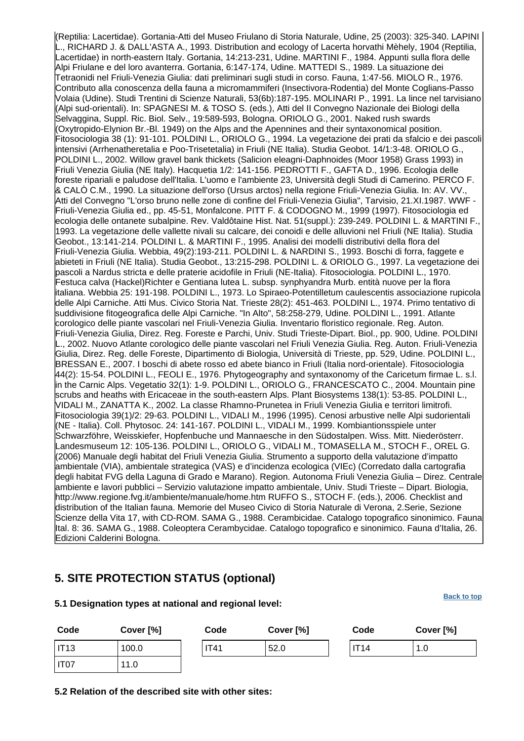(Reptilia: Lacertidae). Gortania-Atti del Museo Friulano di Storia Naturale, Udine, 25 (2003): 325-340. LAPINI L., RICHARD J. & DALL'ASTA A., 1993. Distribution and ecology of Lacerta horvathi Mèhely, 1904 (Reptilia, Lacertidae) in north-eastern Italy. Gortania, 14:213-231, Udine. MARTINI F., 1984. Appunti sulla flora delle Alpi Friulane e del loro avanterra. Gortania, 6:147-174, Udine. MATTEDI S., 1989. La situazione dei Tetraonidi nel Friuli-Venezia Giulia: dati preliminari sugli studi in corso. Fauna, 1:47-56. MIOLO R., 1976. Contributo alla conoscenza della fauna a micromammiferi (Insectivora-Rodentia) del Monte Coglians-Passo Volaia (Udine). Studi Trentini di Scienze Naturali, 53(6b):187-195. MOLINARI P., 1991. La lince nel tarvisiano (Alpi sud-orientali). In: SPAGNESI M. & TOSO S. (eds.), Atti del II Convegno Nazionale dei Biologi della Selvaggina, Suppl. Ric. Biol. Selv., 19:589-593, Bologna. ORIOLO G., 2001. Naked rush swards (Oxytropido-Elynion Br.-Bl. 1949) on the Alps and the Apennines and their syntaxonomical position. Fitosociologia 38 (1): 91-101. POLDINI L., ORIOLO G., 1994. La vegetazione dei prati da sfalcio e dei pascoli intensivi (Arrhenatheretalia e Poo-Trisetetalia) in Friuli (NE Italia). Studia Geobot. 14/1:3-48. ORIOLO G., POLDINI L., 2002. Willow gravel bank thickets (Salicion eleagni-Daphnoides (Moor 1958) Grass 1993) in Friuli Venezia Giulia (NE Italy). Hacquetia 1/2: 141-156. PEDROTTI F., GAFTA D., 1996. Ecologia delle foreste ripariali e paludose dell'Italia. L'uomo e l'ambiente 23, Università degli Studi di Camerino. PERCO F. & CALÒ C.M., 1990. La situazione dell'orso (Ursus arctos) nella regione Friuli-Venezia Giulia. In: AV. VV., Atti del Convegno "L'orso bruno nelle zone di confine del Friuli-Venezia Giulia", Tarvisio, 21.XI.1987. WWF - Friuli-Venezia Giulia ed., pp. 45-51, Monfalcone. PITT F. & CODOGNO M., 1999 (1997). Fitosociologia ed ecologia delle ontanete subalpine. Rev. Valdôtaine Hist. Nat. 51(suppl.): 239-249. POLDINI L. & MARTINI F., 1993. La vegetazione delle vallette nivali su calcare, dei conoidi e delle alluvioni nel Friuli (NE Italia). Studia Geobot., 13:141-214. POLDINI L. & MARTINI F., 1995. Analisi dei modelli distributivi della flora del Friuli-Venezia Giulia. Webbia, 49(2):193-211. POLDINI L. & NARDINI S., 1993. Boschi di forra, faggete e abieteti in Friuli (NE Italia). Studia Geobot., 13:215-298. POLDINI L. & ORIOLO G., 1997. La vegetazione dei pascoli a Nardus stricta e delle praterie acidofile in Friuli (NE-Italia). Fitosociologia. POLDINI L., 1970. Festuca calva (Hackel)Richter e Gentiana lutea L. subsp. synphyandra Murb. entità nuove per la flora italiana. Webbia 25: 191-198. POLDINI L., 1973. Lo Spiraeo-Potentilletum caulescentis associazione rupicola delle Alpi Carniche. Atti Mus. Civico Storia Nat. Trieste 28(2): 451-463. POLDINI L., 1974. Primo tentativo di suddivisione fitogeografica delle Alpi Carniche. "In Alto", 58:258-279, Udine. POLDINI L., 1991. Atlante corologico delle piante vascolari nel Friuli-Venezia Giulia. Inventario floristico regionale. Reg. Auton. Friuli-Venezia Giulia, Direz. Reg. Foreste e Parchi, Univ. Studi Trieste-Dipart. Biol., pp. 900, Udine. POLDINI L., 2002. Nuovo Atlante corologico delle piante vascolari nel Friuli Venezia Giulia. Reg. Auton. Friuli-Venezia Giulia, Direz. Reg. delle Foreste, Dipartimento di Biologia, Università di Trieste, pp. 529, Udine. POLDINI L., BRESSAN E., 2007. I boschi di abete rosso ed abete bianco in Friuli (Italia nord-orientale). Fitosociologia 44(2): 15-54. POLDINI L., FEOLI E., 1976. Phytogeography and syntaxonomy of the Caricetum firmae L. s.l. in the Carnic Alps. Vegetatio 32(1): 1-9. POLDINI L., ORIOLO G., FRANCESCATO C., 2004. Mountain pine scrubs and heaths with Ericaceae in the south-eastern Alps. Plant Biosystems 138(1): 53-85. POLDINI L., VIDALI M., ZANATTA K., 2002. La classe Rhamno-Prunetea in Friuli Venezia Giulia e territori limitrofi. Fitosociologia 39(1)/2: 29-63. POLDINI L., VIDALI M., 1996 (1995). Cenosi arbustive nelle Alpi sudorientali (NE - Italia). Coll. Phytosoc. 24: 141-167. POLDINI L., VIDALI M., 1999. Kombiantionsspiele unter Schwarzföhre, Weisskiefer, Hopfenbuche und Mannaesche in den Südostalpen. Wiss. Mitt. Niederösterr. Landesmuseum 12: 105-136. POLDINI L., ORIOLO G., VIDALI M., TOMASELLA M., STOCH F., OREL G. (2006) Manuale degli habitat del Friuli Venezia Giulia. Strumento a supporto della valutazione d'impatto ambientale (VIA), ambientale strategica (VAS) e d'incidenza ecologica (VIEc) (Corredato dalla cartografia degli habitat FVG della Laguna di Grado e Marano). Region. Autonoma Friuli Venezia Giulia – Direz. Centrale ambiente e lavori pubblici – Servizio valutazione impatto ambientale, Univ. Studi Trieste – Dipart. Biologia, http://www.regione.fvg.it/ambiente/manuale/home.htm RUFFO S., STOCH F. (eds.), 2006. Checklist and distribution of the Italian fauna. Memorie del Museo Civico di Storia Naturale di Verona, 2.Serie, Sezione Scienze della Vita 17, with CD-ROM. SAMA G., 1988. Cerambicidae. Catalogo topografico sinonimico. Fauna Ital. 8: 36. SAMA G., 1988. Coleoptera Cerambycidae. Catalogo topografico e sinonimico. Fauna d'Italia, 26. Edizioni Calderini Bologna.

## 5. SITE PROTECTION STATUS (optional)

Back to top

### 5.1 Designation types at national and regional level:

| Code | Cover [%] | Code | Cover [%] | Code | Cover [%] |
|---|---|---|---|---|---|
| IT13 | 100.0 | IT41 | 52.0 | IT14 | 1.0 |
| IT07 | 11.0 | | | | |

### 5.2 Relation of the described site with other sites: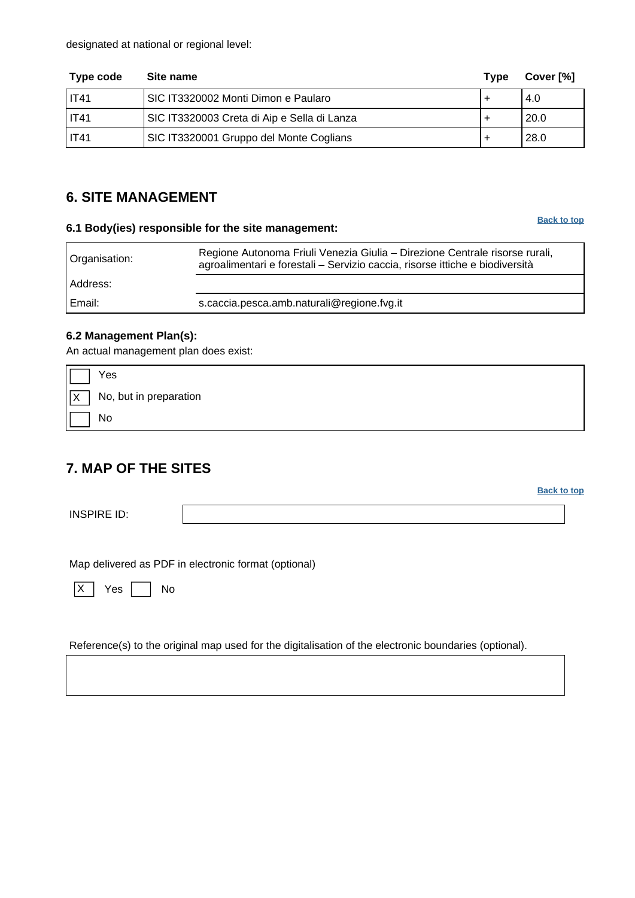designated at national or regional level:

| Type code | Site name | Type | Cover [%] |
|---|---|---|---|
| IT41 | SIC IT3320002 Monti Dimon e Paularo | + | 4.0 |
| IT41 | SIC IT3320003 Creta di Aip e Sella di Lanza | + | 20.0 |
| IT41 | SIC IT3320001 Gruppo del Monte Coglians | + | 28.0 |

## 6. SITE MANAGEMENT

Back to top

### 6.1 Body(ies) responsible for the site management:

| | |
|---|---|
| Organisation: | Regione Autonoma Friuli Venezia Giulia – Direzione Centrale risorse rurali, agroalimentari e forestali – Servizio caccia, risorse ittiche e biodiversità |
| Address: | |
| Email: | s.caccia.pesca.amb.naturali@regione.fvg.it |

### 6.2 Management Plan(s):

An actual management plan does exist:

| | |
|---|---|
| | Yes |
| X | No, but in preparation |
| | No |

## 7. MAP OF THE SITES

Back to top

INSPIRE ID:

Map delivered as PDF in electronic format (optional)

X Yes ☐ No

Reference(s) to the original map used for the digitalisation of the electronic boundaries (optional).